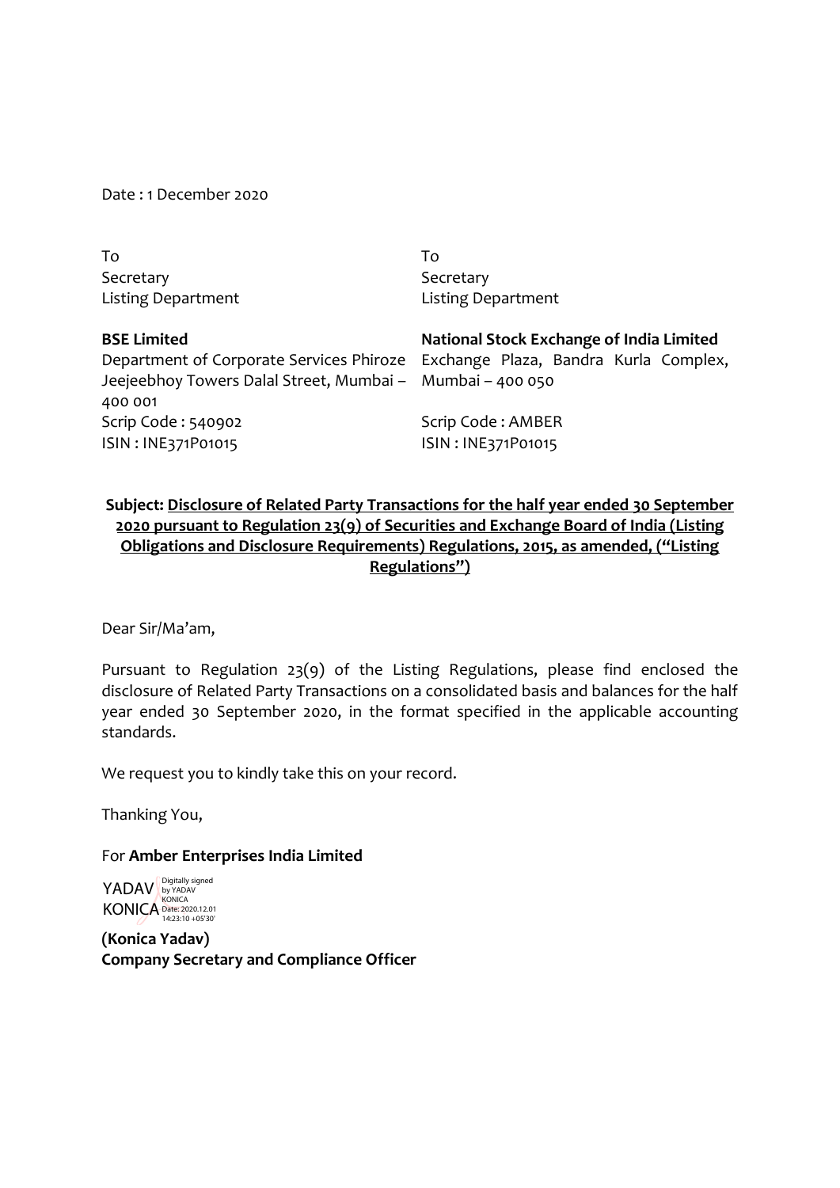Date : 1 December 2020

| To | To |
|---|---|
| Secretary | Secretary |
| Listing Department | Listing Department |
| | |
| **BSE Limited** | **National Stock Exchange of India Limited** |
| Department of Corporate Services Phiroze Jeejeebhoy Towers Dalal Street, Mumbai – 400 001 | Exchange Plaza, Bandra Kurla Complex, Mumbai – 400 050 |
| Scrip Code : 540902 | Scrip Code : AMBER |
| ISIN : INE371P01015 | ISIN : INE371P01015 |

**Subject: Disclosure of Related Party Transactions for the half year ended 30 September 2020 pursuant to Regulation 23(9) of Securities and Exchange Board of India (Listing Obligations and Disclosure Requirements) Regulations, 2015, as amended, ("Listing Regulations")**

Dear Sir/Ma'am,

Pursuant to Regulation 23(9) of the Listing Regulations, please find enclosed the disclosure of Related Party Transactions on a consolidated basis and balances for the half year ended 30 September 2020, in the format specified in the applicable accounting standards.

We request you to kindly take this on your record.

Thanking You,

For **Amber Enterprises India Limited**

YADAV KONICA
Digitally signed by YADAV KONICA
Date: 2020.12.01 14:23:10 +05'30'

**(Konica Yadav)**
**Company Secretary and Compliance Officer**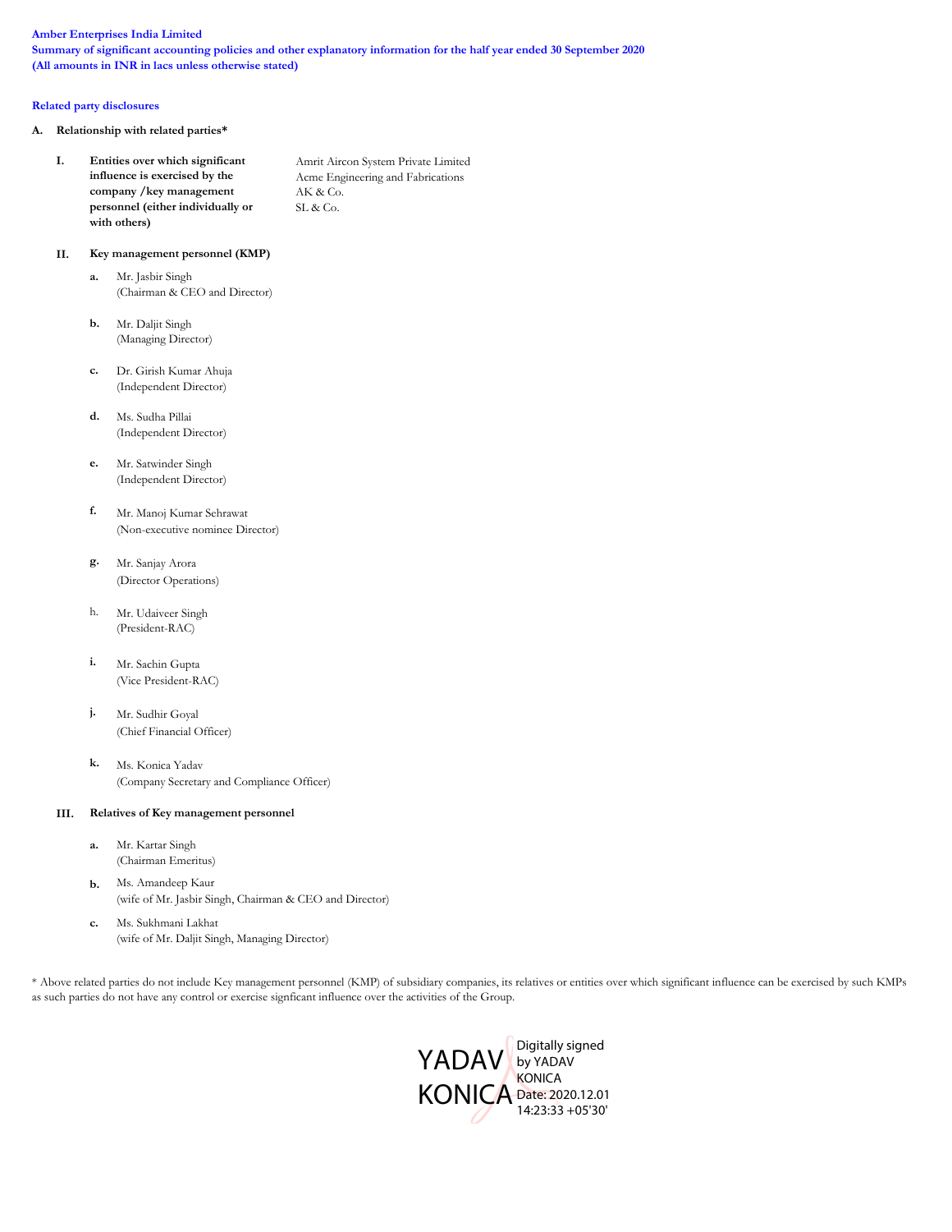**Amber Enterprises India Limited**
**Summary of significant accounting policies and other explanatory information for the half year ended 30 September 2020**
**(All amounts in INR in lacs unless otherwise stated)**

**Related party disclosures**

**A. Relationship with related parties***

**I. Entities over which significant influence is exercised by the company /key management personnel (either individually or with others)**

Amrit Aircon System Private Limited
Acme Engineering and Fabrications
AK & Co.
SL & Co.

**II. Key management personnel (KMP)**

a. Mr. Jasbir Singh
(Chairman & CEO and Director)

b. Mr. Daljit Singh
(Managing Director)

c. Dr. Girish Kumar Ahuja
(Independent Director)

d. Ms. Sudha Pillai
(Independent Director)

e. Mr. Satwinder Singh
(Independent Director)

f. Mr. Manoj Kumar Sehrawat
(Non-executive nominee Director)

g. Mr. Sanjay Arora
(Director Operations)

h. Mr. Udaiveer Singh
(President-RAC)

i. Mr. Sachin Gupta
(Vice President-RAC)

j. Mr. Sudhir Goyal
(Chief Financial Officer)

k. Ms. Konica Yadav
(Company Secretary and Compliance Officer)

**III. Relatives of Key management personnel**

a. Mr. Kartar Singh
(Chairman Emeritus)

b. Ms. Amandeep Kaur
(wife of Mr. Jasbir Singh, Chairman & CEO and Director)

c. Ms. Sukhmani Lakhat
(wife of Mr. Daljit Singh, Managing Director)

* Above related parties do not include Key management personnel (KMP) of subsidiary companies, its relatives or entities over which significant influence can be exercised by such KMPs as such parties do not have any control or exercise signficant influence over the activities of the Group.

YADAV KONICA Digitally signed by YADAV KONICA Date: 2020.12.01 14:23:33 +05'30'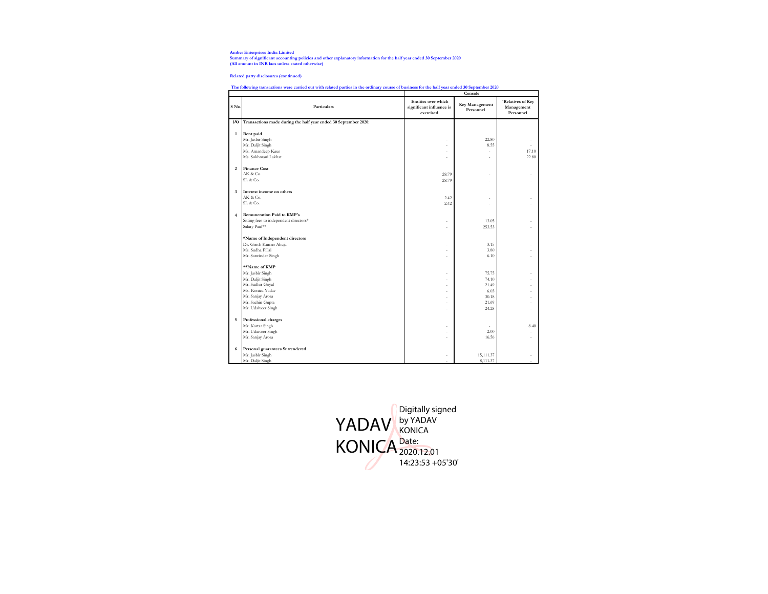**Amber Enterprises India Limited**
**Summary of significant accounting policies and other explanatory information for the half year ended 30 September 2020**
**(All amount in INR lacs unless stated otherwise)**

**Related party disclosures (continued)**

**The following transactions were carried out with related parties in the ordinary course of business for the half year ended 30 September 2020**

| S No. | Particulars | Console | | |
|---|---|---|---|---|
| | | Entities over which significant influence is exercised | Key Management Personnel | 'Relatives of Key Management Personnel |
| (A) | Transactions made during the half year ended 30 September 2020: | | | |
| 1 | **Rent paid** | | | |
| | Mr. Jasbir Singh | - | 22.80 | - |
| | Mr. Daljit Singh | - | 8.55 | - |
| | Ms. Amandeep Kaur | - | - | 17.10 |
| | Ms. Sukhmani Lakhat | - | - | 22.80 |
| 2 | **Finance Cost** | | | |
| | AK & Co. | 28.79 | - | - |
| | SL & Co. | 28.79 | - | - |
| 3 | **Interest income on others** | | | |
| | AK & Co. | 2.42 | - | - |
| | SL & Co. | 2.42 | - | - |
| 4 | **Remuneration Paid to KMP's** | | | |
| | Sitting fees to independent directors* | - | 13.05 | - |
| | Salary Paid** | - | 253.53 | - |
| | ***Name of Independent directors** | | | |
| | Dr. Girish Kumar Ahuja | - | 3.15 | - |
| | Ms. Sudha Pillai | - | 3.80 | - |
| | Mr. Satwinder Singh | - | 6.10 | - |
| | ****Name of KMP** | | | |
| | Mr. Jasbir Singh | - | 75.75 | - |
| | Mr. Daljit Singh | - | 74.10 | - |
| | Mr. Sudhir Goyal | - | 21.49 | - |
| | Ms. Konica Yadav | - | 6.03 | - |
| | Mr. Sanjay Arora | - | 30.18 | - |
| | Mr. Sachin Gupta | - | 21.69 | - |
| | Mr. Udaiveer Singh | - | 24.28 | - |
| 5 | **Professional charges** | | | |
| | Mr. Kartar Singh | - | - | 8.40 |
| | Mr. Udaiveer Singh | - | 2.00 | - |
| | Mr. Sanjay Arora | - | 16.56 | - |
| 6 | **Personal guarantees Surrendered** | | | |
| | Mr. Jasbir Singh | - | 15,111.37 | - |
| | Mr. Daljit Singh | - | 8,111.37 | - |

YADAV KONICA Digitally signed by YADAV KONICA Date: 2020.12.01 14:23:53 +05'30'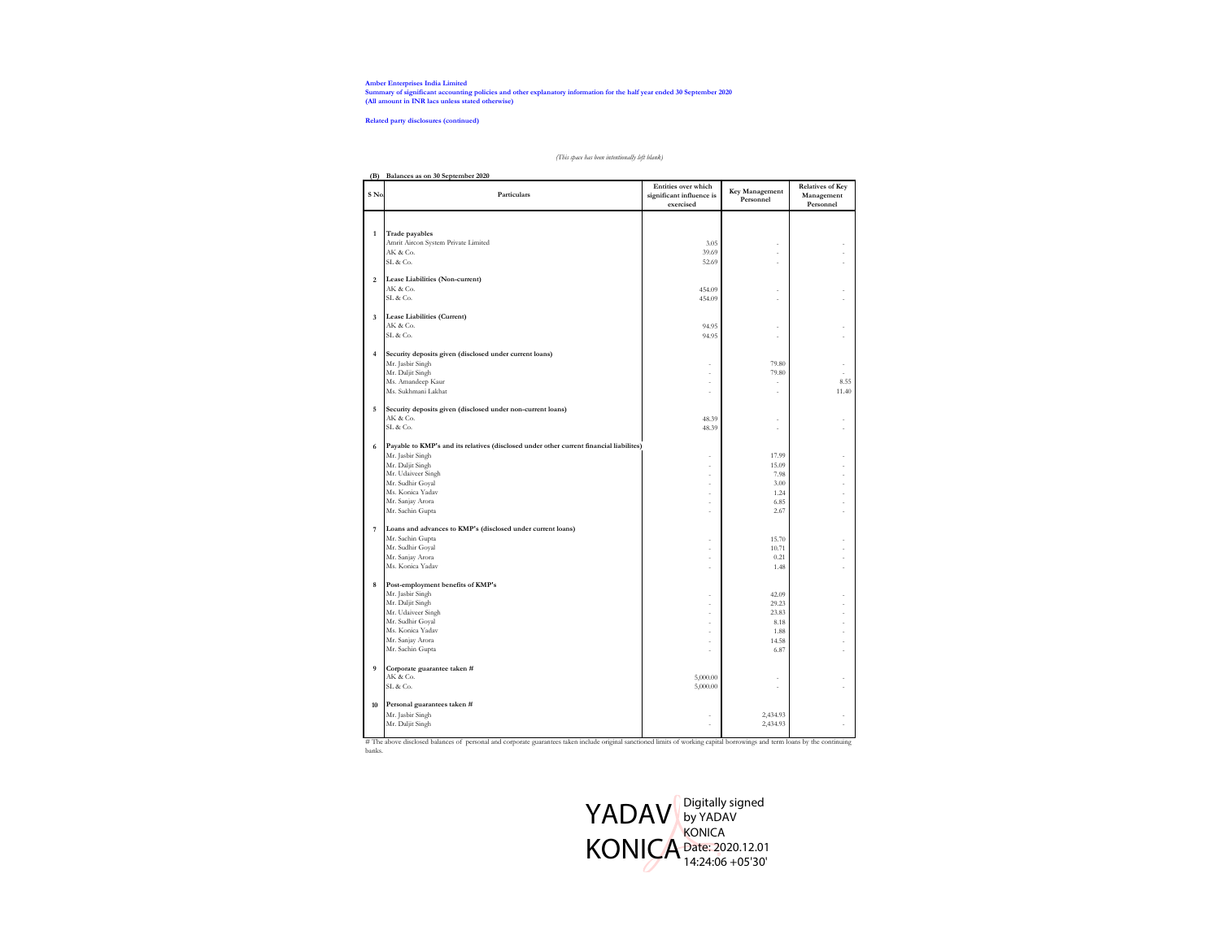**Amber Enterprises India Limited**
**Summary of significant accounting policies and other explanatory information for the half year ended 30 September 2020**
**(All amount in INR lacs unless stated otherwise)**

**Related party disclosures (continued)**

*(This space has been intentionally left blank)*

**(B) Balances as on 30 September 2020**

| S No. | Particulars | Entities over which significant influence is exercised | Key Management Personnel | Relatives of Key Management Personnel |
|---|---|---|---|---|
| 1 | **Trade payables** | | | |
| | Amrit Aircon System Private Limited | 3.05 | - | - |
| | AK & Co. | 39.69 | - | - |
| | SL & Co. | 52.69 | - | - |
| 2 | **Lease Liabilities (Non-current)** | | | |
| | AK & Co. | 454.09 | - | - |
| | SL & Co. | 454.09 | - | - |
| 3 | **Lease Liabilities (Current)** | | | |
| | AK & Co. | 94.95 | - | - |
| | SL & Co. | 94.95 | - | - |
| 4 | **Security deposits given (disclosed under current loans)** | | | |
| | Mr. Jasbir Singh | - | 79.80 | - |
| | Mr. Daljit Singh | - | 79.80 | - |
| | Ms. Amandeep Kaur | - | - | 8.55 |
| | Ms. Sukhmani Lakhat | - | - | 11.40 |
| 5 | **Security deposits given (disclosed under non-current loans)** | | | |
| | AK & Co. | 48.39 | - | - |
| | SL & Co. | 48.39 | - | - |
| 6 | **Payable to KMP's and its relatives (disclosed under other current financial liabilites)** | | | |
| | Mr. Jasbir Singh | - | 17.99 | - |
| | Mr. Daljit Singh | - | 15.09 | - |
| | Mr. Udaiveer Singh | - | 7.98 | - |
| | Mr. Sudhir Goyal | - | 3.00 | - |
| | Ms. Konica Yadav | - | 1.24 | - |
| | Mr. Sanjay Arora | - | 6.85 | - |
| | Mr. Sachin Gupta | - | 2.67 | - |
| 7 | **Loans and advances to KMP's (disclosed under current loans)** | | | |
| | Mr. Sachin Gupta | - | 15.70 | - |
| | Mr. Sudhir Goyal | - | 10.71 | - |
| | Mr. Sanjay Arora | - | 0.21 | - |
| | Ms. Konica Yadav | - | 1.48 | - |
| 8 | **Post-employment benefits of KMP's** | | | |
| | Mr. Jasbir Singh | - | 42.09 | - |
| | Mr. Daljit Singh | - | 29.23 | - |
| | Mr. Udaiveer Singh | - | 23.83 | - |
| | Mr. Sudhir Goyal | - | 8.18 | - |
| | Ms. Konica Yadav | - | 1.88 | - |
| | Mr. Sanjay Arora | - | 14.58 | - |
| | Mr. Sachin Gupta | - | 6.87 | - |
| 9 | **Corporate guarantee taken #** | | | |
| | AK & Co. | 5,000.00 | - | - |
| | SL & Co. | 5,000.00 | - | - |
| 10 | **Personal guarantees taken #** | | | |
| | Mr. Jasbir Singh | - | 2,434.93 | - |
| | Mr. Daljit Singh | - | 2,434.93 | - |

# The above disclosed balances of personal and corporate guarantees taken include original sanctioned limits of working capital borrowings and term loans by the continuing banks.

YADAV KONICA Digitally signed by YADAV KONICA Date: 2020.12.01 14:24:06 +05'30'